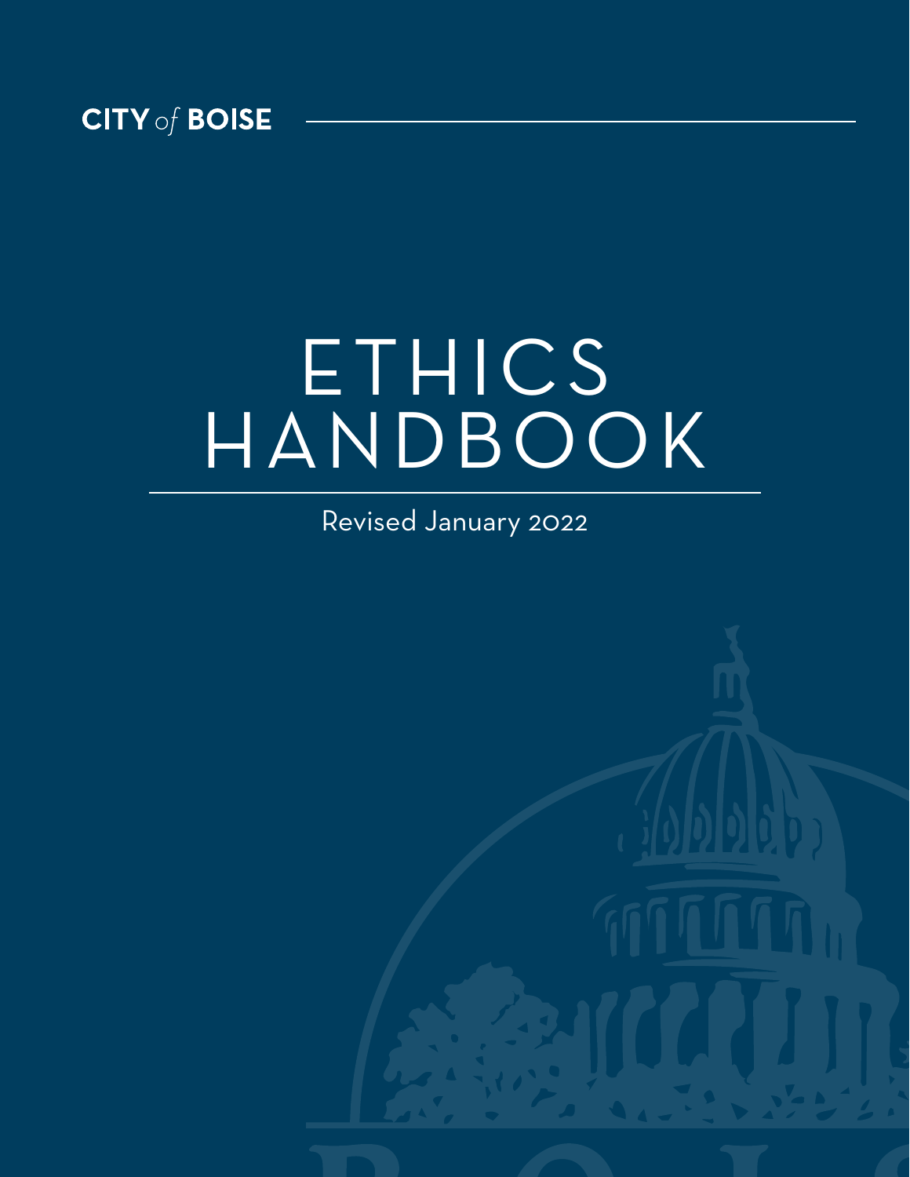**CITY *of* BOISE**

# ETHICS HANDBOOK

Revised January 2022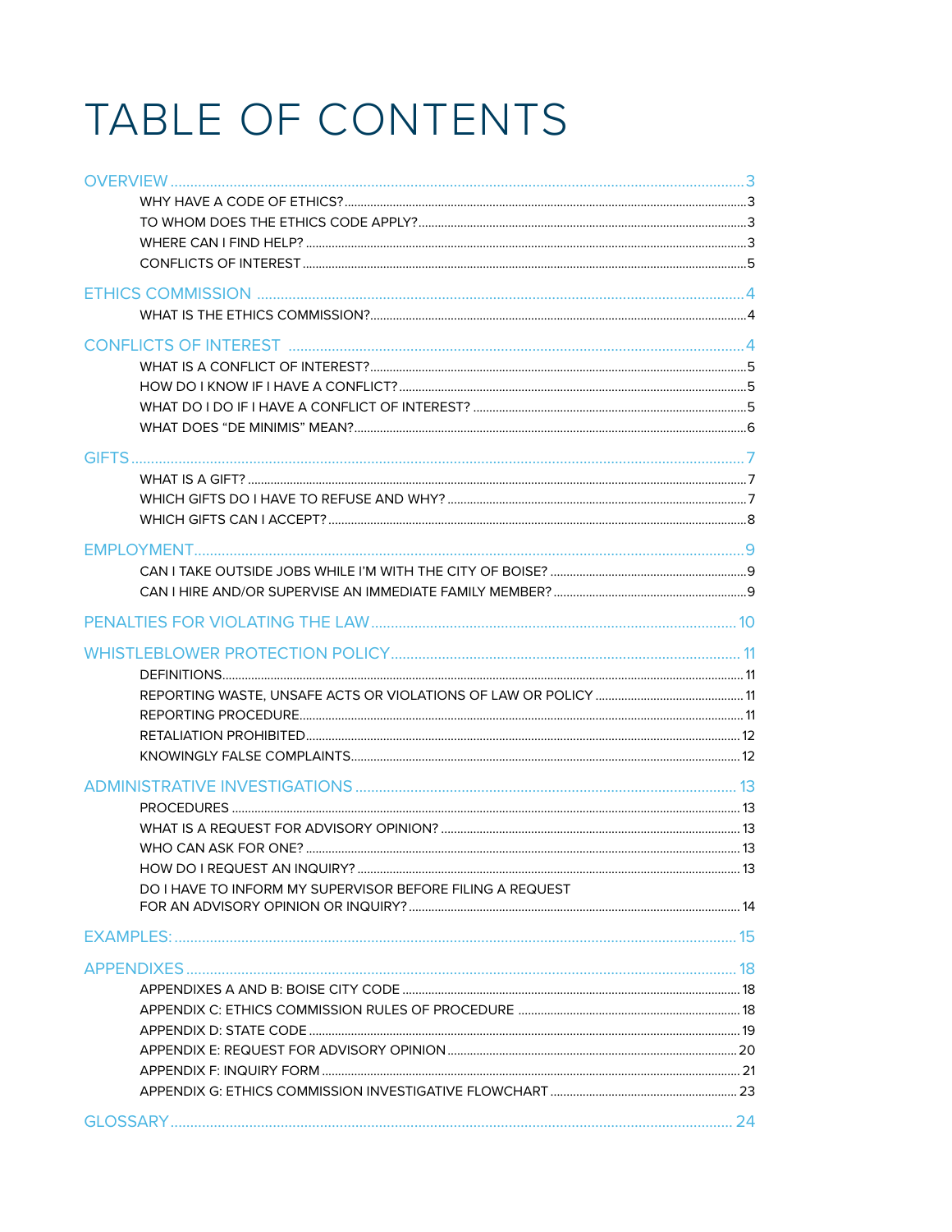# TABLE OF CONTENTS

OVERVIEW ..... 3

- WHY HAVE A CODE OF ETHICS? ..... 3
- TO WHOM DOES THE ETHICS CODE APPLY? ..... 3
- WHERE CAN I FIND HELP? ..... 3
- CONFLICTS OF INTEREST ..... 5

ETHICS COMMISSION ..... 4

- WHAT IS THE ETHICS COMMISSION? ..... 4

CONFLICTS OF INTEREST ..... 4

- WHAT IS A CONFLICT OF INTEREST? ..... 5
- HOW DO I KNOW IF I HAVE A CONFLICT? ..... 5
- WHAT DO I DO IF I HAVE A CONFLICT OF INTEREST? ..... 5
- WHAT DOES "DE MINIMIS" MEAN? ..... 6

GIFTS ..... 7

- WHAT IS A GIFT? ..... 7
- WHICH GIFTS DO I HAVE TO REFUSE AND WHY? ..... 7
- WHICH GIFTS CAN I ACCEPT? ..... 8

EMPLOYMENT ..... 9

- CAN I TAKE OUTSIDE JOBS WHILE I'M WITH THE CITY OF BOISE? ..... 9
- CAN I HIRE AND/OR SUPERVISE AN IMMEDIATE FAMILY MEMBER? ..... 9

PENALTIES FOR VIOLATING THE LAW ..... 10

WHISTLEBLOWER PROTECTION POLICY ..... 11

- DEFINITIONS ..... 11
- REPORTING WASTE, UNSAFE ACTS OR VIOLATIONS OF LAW OR POLICY ..... 11
- REPORTING PROCEDURE ..... 11
- RETALIATION PROHIBITED ..... 12
- KNOWINGLY FALSE COMPLAINTS ..... 12

ADMINISTRATIVE INVESTIGATIONS ..... 13

- PROCEDURES ..... 13
- WHAT IS A REQUEST FOR ADVISORY OPINION? ..... 13
- WHO CAN ASK FOR ONE? ..... 13
- HOW DO I REQUEST AN INQUIRY? ..... 13
- DO I HAVE TO INFORM MY SUPERVISOR BEFORE FILING A REQUEST FOR AN ADVISORY OPINION OR INQUIRY? ..... 14

EXAMPLES: ..... 15

APPENDIXES ..... 18

- APPENDIXES A AND B: BOISE CITY CODE ..... 18
- APPENDIX C: ETHICS COMMISSION RULES OF PROCEDURE ..... 18
- APPENDIX D: STATE CODE ..... 19
- APPENDIX E: REQUEST FOR ADVISORY OPINION ..... 20
- APPENDIX F: INQUIRY FORM ..... 21
- APPENDIX G: ETHICS COMMISSION INVESTIGATIVE FLOWCHART ..... 23

GLOSSARY ..... 24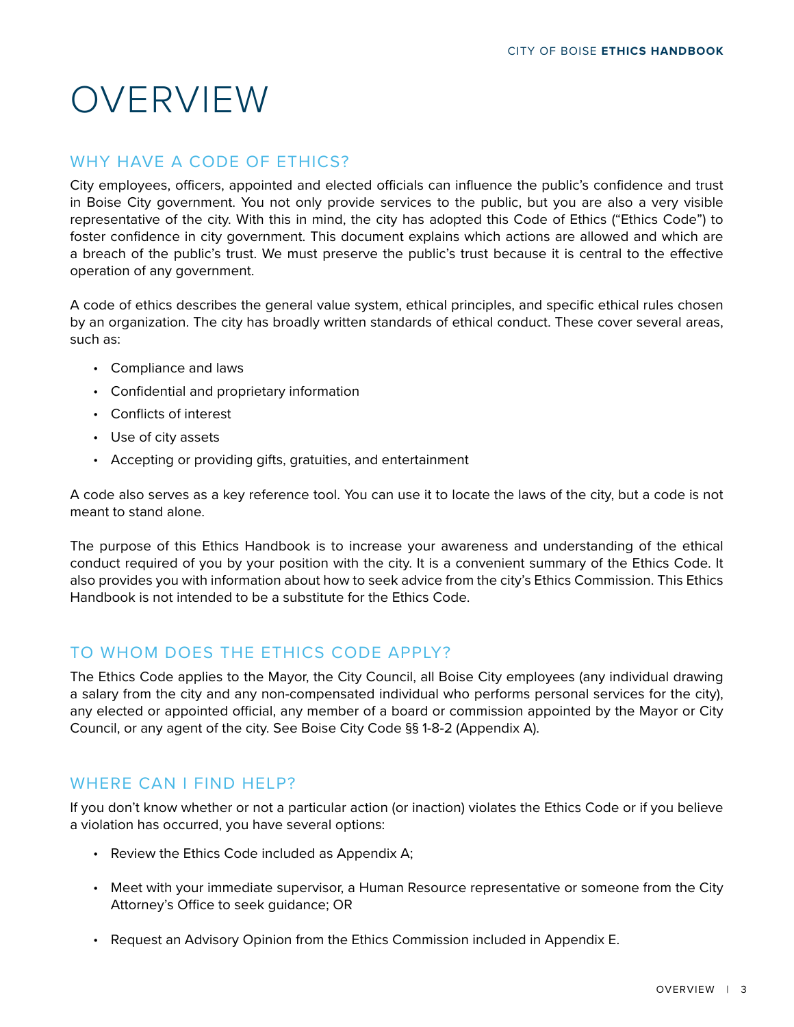# OVERVIEW

## WHY HAVE A CODE OF ETHICS?

City employees, officers, appointed and elected officials can influence the public's confidence and trust in Boise City government. You not only provide services to the public, but you are also a very visible representative of the city. With this in mind, the city has adopted this Code of Ethics ("Ethics Code") to foster confidence in city government. This document explains which actions are allowed and which are a breach of the public's trust. We must preserve the public's trust because it is central to the effective operation of any government.

A code of ethics describes the general value system, ethical principles, and specific ethical rules chosen by an organization. The city has broadly written standards of ethical conduct. These cover several areas, such as:

- Compliance and laws
- Confidential and proprietary information
- Conflicts of interest
- Use of city assets
- Accepting or providing gifts, gratuities, and entertainment

A code also serves as a key reference tool. You can use it to locate the laws of the city, but a code is not meant to stand alone.

The purpose of this Ethics Handbook is to increase your awareness and understanding of the ethical conduct required of you by your position with the city. It is a convenient summary of the Ethics Code. It also provides you with information about how to seek advice from the city's Ethics Commission. This Ethics Handbook is not intended to be a substitute for the Ethics Code.

## TO WHOM DOES THE ETHICS CODE APPLY?

The Ethics Code applies to the Mayor, the City Council, all Boise City employees (any individual drawing a salary from the city and any non-compensated individual who performs personal services for the city), any elected or appointed official, any member of a board or commission appointed by the Mayor or City Council, or any agent of the city. See Boise City Code §§ 1-8-2 (Appendix A).

## WHERE CAN I FIND HELP?

If you don't know whether or not a particular action (or inaction) violates the Ethics Code or if you believe a violation has occurred, you have several options:

- Review the Ethics Code included as Appendix A;
- Meet with your immediate supervisor, a Human Resource representative or someone from the City Attorney's Office to seek guidance; OR
- Request an Advisory Opinion from the Ethics Commission included in Appendix E.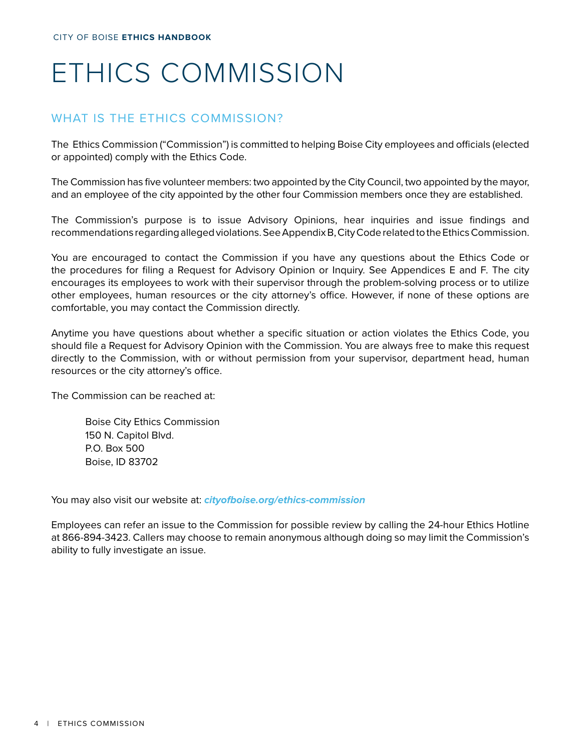# ETHICS COMMISSION

## WHAT IS THE ETHICS COMMISSION?

The Ethics Commission ("Commission") is committed to helping Boise City employees and officials (elected or appointed) comply with the Ethics Code.

The Commission has five volunteer members: two appointed by the City Council, two appointed by the mayor, and an employee of the city appointed by the other four Commission members once they are established.

The Commission's purpose is to issue Advisory Opinions, hear inquiries and issue findings and recommendations regarding alleged violations. See Appendix B, City Code related to the Ethics Commission.

You are encouraged to contact the Commission if you have any questions about the Ethics Code or the procedures for filing a Request for Advisory Opinion or Inquiry. See Appendices E and F. The city encourages its employees to work with their supervisor through the problem-solving process or to utilize other employees, human resources or the city attorney's office. However, if none of these options are comfortable, you may contact the Commission directly.

Anytime you have questions about whether a specific situation or action violates the Ethics Code, you should file a Request for Advisory Opinion with the Commission. You are always free to make this request directly to the Commission, with or without permission from your supervisor, department head, human resources or the city attorney's office.

The Commission can be reached at:

> Boise City Ethics Commission
> 150 N. Capitol Blvd.
> P.O. Box 500
> Boise, ID 83702

You may also visit our website at: ***cityofboise.org/ethics-commission***

Employees can refer an issue to the Commission for possible review by calling the 24-hour Ethics Hotline at 866-894-3423. Callers may choose to remain anonymous although doing so may limit the Commission's ability to fully investigate an issue.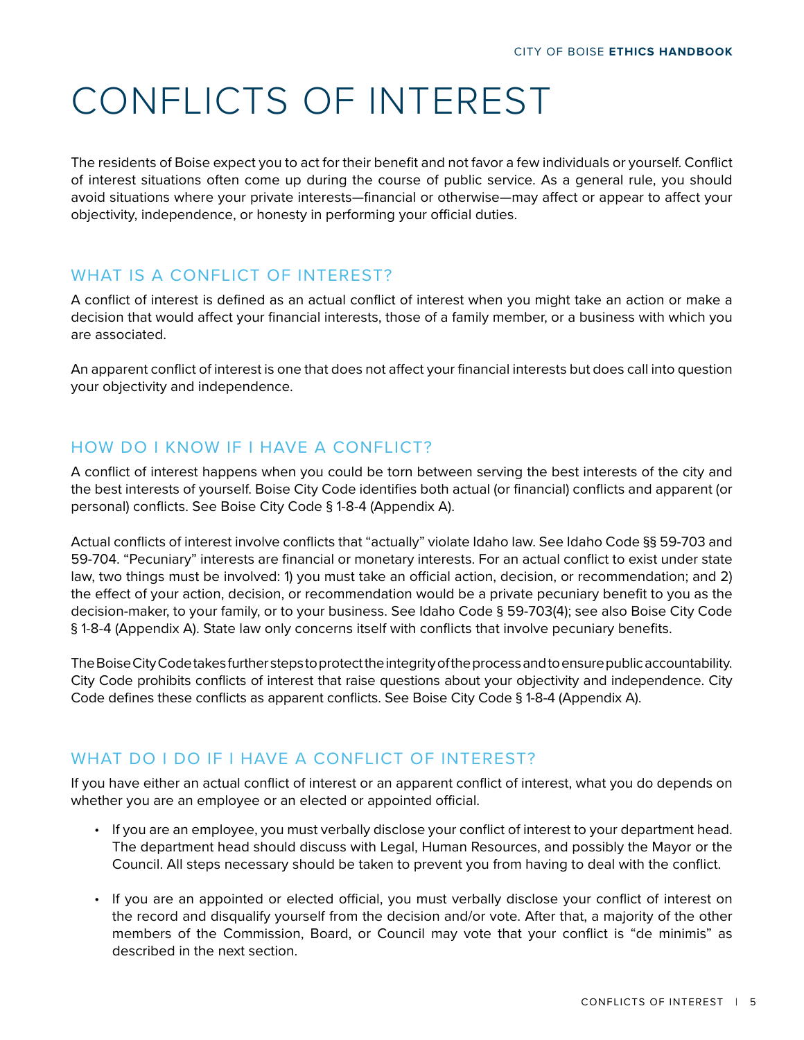# CONFLICTS OF INTEREST

The residents of Boise expect you to act for their benefit and not favor a few individuals or yourself. Conflict of interest situations often come up during the course of public service. As a general rule, you should avoid situations where your private interests—financial or otherwise—may affect or appear to affect your objectivity, independence, or honesty in performing your official duties.

## WHAT IS A CONFLICT OF INTEREST?

A conflict of interest is defined as an actual conflict of interest when you might take an action or make a decision that would affect your financial interests, those of a family member, or a business with which you are associated.

An apparent conflict of interest is one that does not affect your financial interests but does call into question your objectivity and independence.

## HOW DO I KNOW IF I HAVE A CONFLICT?

A conflict of interest happens when you could be torn between serving the best interests of the city and the best interests of yourself. Boise City Code identifies both actual (or financial) conflicts and apparent (or personal) conflicts. See Boise City Code § 1-8-4 (Appendix A).

Actual conflicts of interest involve conflicts that "actually" violate Idaho law. See Idaho Code §§ 59-703 and 59-704. "Pecuniary" interests are financial or monetary interests. For an actual conflict to exist under state law, two things must be involved: 1) you must take an official action, decision, or recommendation; and 2) the effect of your action, decision, or recommendation would be a private pecuniary benefit to you as the decision-maker, to your family, or to your business. See Idaho Code § 59-703(4); see also Boise City Code § 1-8-4 (Appendix A). State law only concerns itself with conflicts that involve pecuniary benefits.

The Boise City Code takes further steps to protect the integrity of the process and to ensure public accountability. City Code prohibits conflicts of interest that raise questions about your objectivity and independence. City Code defines these conflicts as apparent conflicts. See Boise City Code § 1-8-4 (Appendix A).

## WHAT DO I DO IF I HAVE A CONFLICT OF INTEREST?

If you have either an actual conflict of interest or an apparent conflict of interest, what you do depends on whether you are an employee or an elected or appointed official.

- If you are an employee, you must verbally disclose your conflict of interest to your department head. The department head should discuss with Legal, Human Resources, and possibly the Mayor or the Council. All steps necessary should be taken to prevent you from having to deal with the conflict.
- If you are an appointed or elected official, you must verbally disclose your conflict of interest on the record and disqualify yourself from the decision and/or vote. After that, a majority of the other members of the Commission, Board, or Council may vote that your conflict is "de minimis" as described in the next section.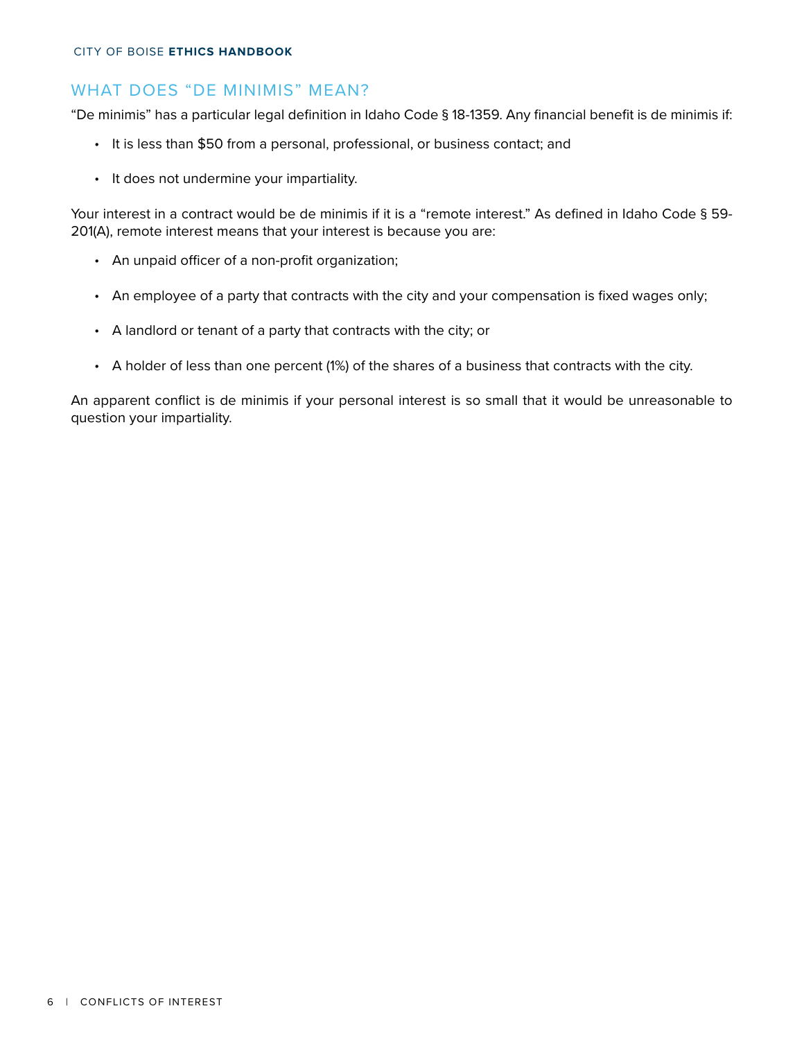## WHAT DOES "DE MINIMIS" MEAN?

"De minimis" has a particular legal definition in Idaho Code § 18-1359. Any financial benefit is de minimis if:

- It is less than $50 from a personal, professional, or business contact; and
- It does not undermine your impartiality.

Your interest in a contract would be de minimis if it is a "remote interest." As defined in Idaho Code § 59-201(A), remote interest means that your interest is because you are:

- An unpaid officer of a non-profit organization;
- An employee of a party that contracts with the city and your compensation is fixed wages only;
- A landlord or tenant of a party that contracts with the city; or
- A holder of less than one percent (1%) of the shares of a business that contracts with the city.

An apparent conflict is de minimis if your personal interest is so small that it would be unreasonable to question your impartiality.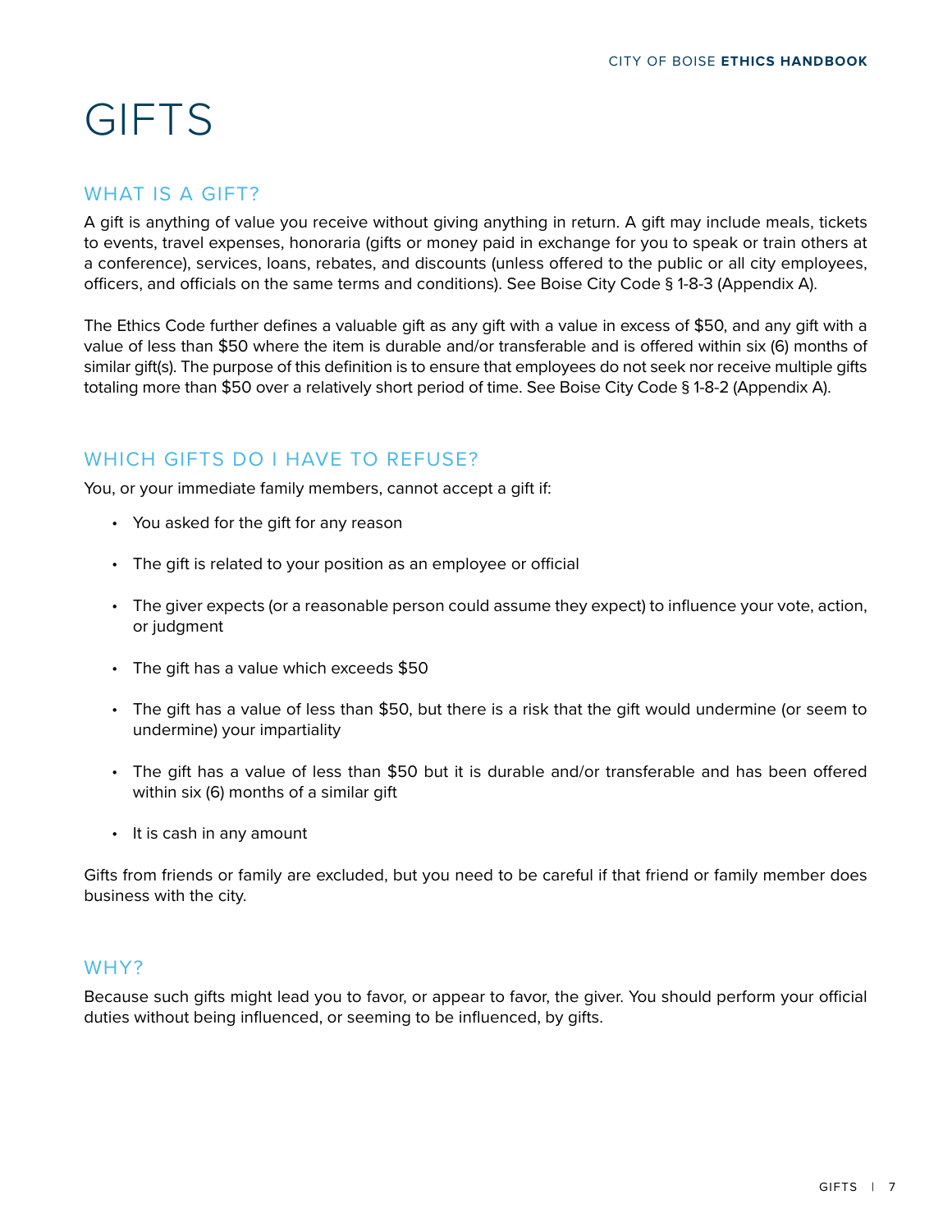# GIFTS

## WHAT IS A GIFT?

A gift is anything of value you receive without giving anything in return. A gift may include meals, tickets to events, travel expenses, honoraria (gifts or money paid in exchange for you to speak or train others at a conference), services, loans, rebates, and discounts (unless offered to the public or all city employees, officers, and officials on the same terms and conditions). See Boise City Code § 1-8-3 (Appendix A).

The Ethics Code further defines a valuable gift as any gift with a value in excess of $50, and any gift with a value of less than $50 where the item is durable and/or transferable and is offered within six (6) months of similar gift(s). The purpose of this definition is to ensure that employees do not seek nor receive multiple gifts totaling more than $50 over a relatively short period of time. See Boise City Code § 1-8-2 (Appendix A).

## WHICH GIFTS DO I HAVE TO REFUSE?

You, or your immediate family members, cannot accept a gift if:

- You asked for the gift for any reason
- The gift is related to your position as an employee or official
- The giver expects (or a reasonable person could assume they expect) to influence your vote, action, or judgment
- The gift has a value which exceeds $50
- The gift has a value of less than $50, but there is a risk that the gift would undermine (or seem to undermine) your impartiality
- The gift has a value of less than $50 but it is durable and/or transferable and has been offered within six (6) months of a similar gift
- It is cash in any amount

Gifts from friends or family are excluded, but you need to be careful if that friend or family member does business with the city.

## WHY?

Because such gifts might lead you to favor, or appear to favor, the giver. You should perform your official duties without being influenced, or seeming to be influenced, by gifts.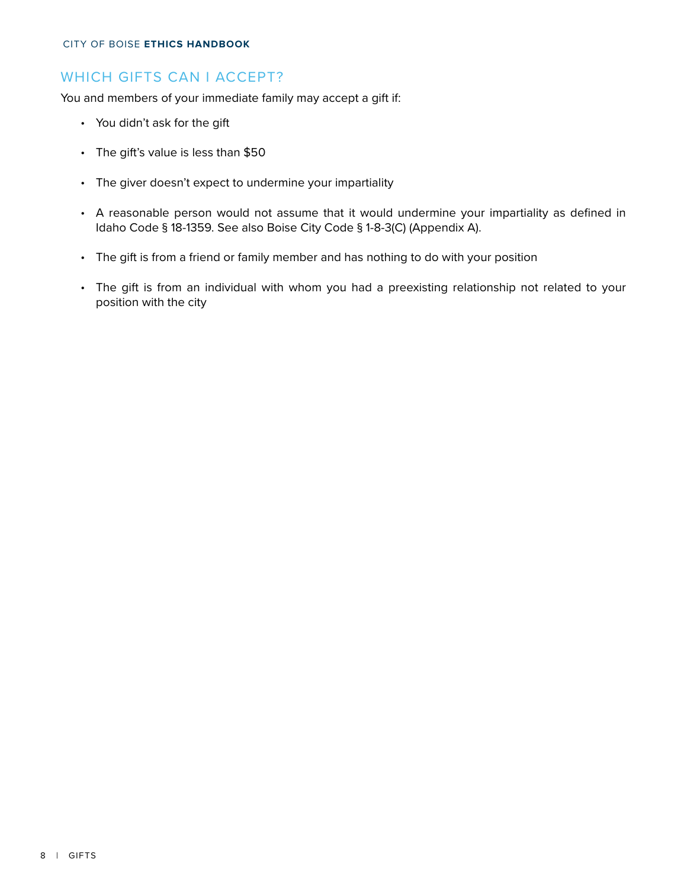## WHICH GIFTS CAN I ACCEPT?

You and members of your immediate family may accept a gift if:

- You didn't ask for the gift
- The gift's value is less than $50
- The giver doesn't expect to undermine your impartiality
- A reasonable person would not assume that it would undermine your impartiality as defined in Idaho Code § 18-1359. See also Boise City Code § 1-8-3(C) (Appendix A).
- The gift is from a friend or family member and has nothing to do with your position
- The gift is from an individual with whom you had a preexisting relationship not related to your position with the city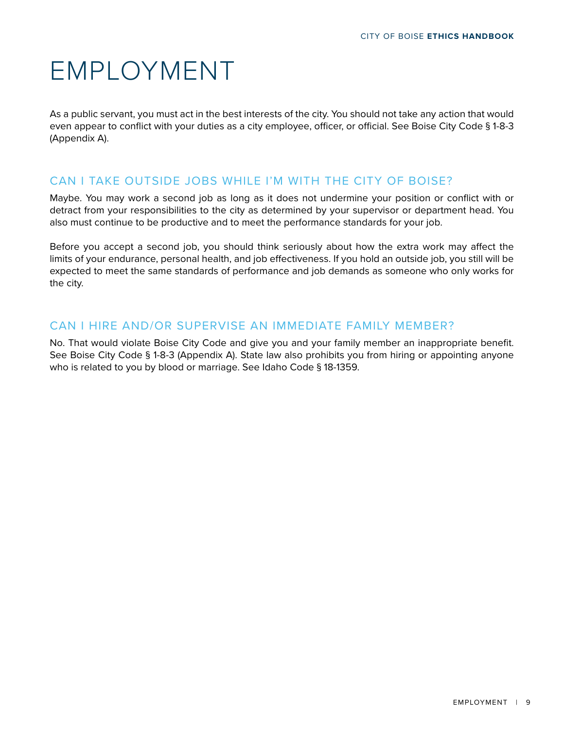# EMPLOYMENT

As a public servant, you must act in the best interests of the city. You should not take any action that would even appear to conflict with your duties as a city employee, officer, or official. See Boise City Code § 1-8-3 (Appendix A).

## CAN I TAKE OUTSIDE JOBS WHILE I'M WITH THE CITY OF BOISE?

Maybe. You may work a second job as long as it does not undermine your position or conflict with or detract from your responsibilities to the city as determined by your supervisor or department head. You also must continue to be productive and to meet the performance standards for your job.

Before you accept a second job, you should think seriously about how the extra work may affect the limits of your endurance, personal health, and job effectiveness. If you hold an outside job, you still will be expected to meet the same standards of performance and job demands as someone who only works for the city.

## CAN I HIRE AND/OR SUPERVISE AN IMMEDIATE FAMILY MEMBER?

No. That would violate Boise City Code and give you and your family member an inappropriate benefit. See Boise City Code § 1-8-3 (Appendix A). State law also prohibits you from hiring or appointing anyone who is related to you by blood or marriage. See Idaho Code § 18-1359.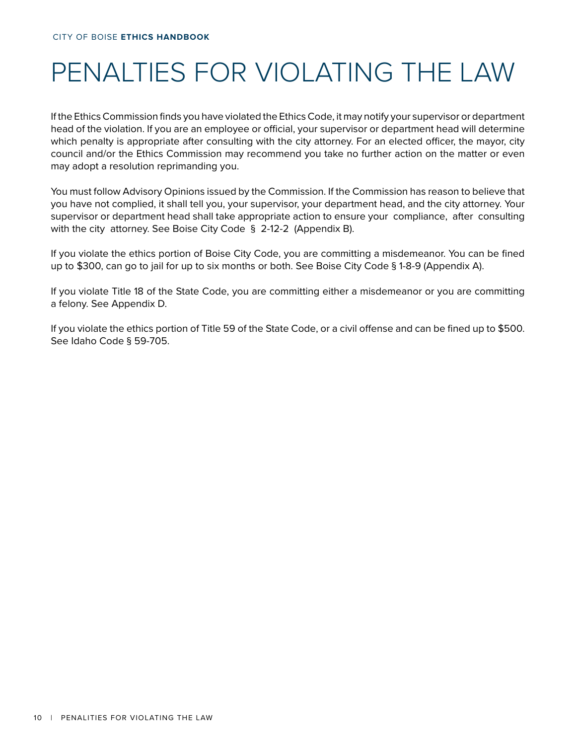# PENALTIES FOR VIOLATING THE LAW

If the Ethics Commission finds you have violated the Ethics Code, it may notify your supervisor or department head of the violation. If you are an employee or official, your supervisor or department head will determine which penalty is appropriate after consulting with the city attorney. For an elected officer, the mayor, city council and/or the Ethics Commission may recommend you take no further action on the matter or even may adopt a resolution reprimanding you.

You must follow Advisory Opinions issued by the Commission. If the Commission has reason to believe that you have not complied, it shall tell you, your supervisor, your department head, and the city attorney. Your supervisor or department head shall take appropriate action to ensure your compliance, after consulting with the city attorney. See Boise City Code § 2-12-2 (Appendix B).

If you violate the ethics portion of Boise City Code, you are committing a misdemeanor. You can be fined up to $300, can go to jail for up to six months or both. See Boise City Code § 1-8-9 (Appendix A).

If you violate Title 18 of the State Code, you are committing either a misdemeanor or you are committing a felony. See Appendix D.

If you violate the ethics portion of Title 59 of the State Code, or a civil offense and can be fined up to $500. See Idaho Code § 59-705.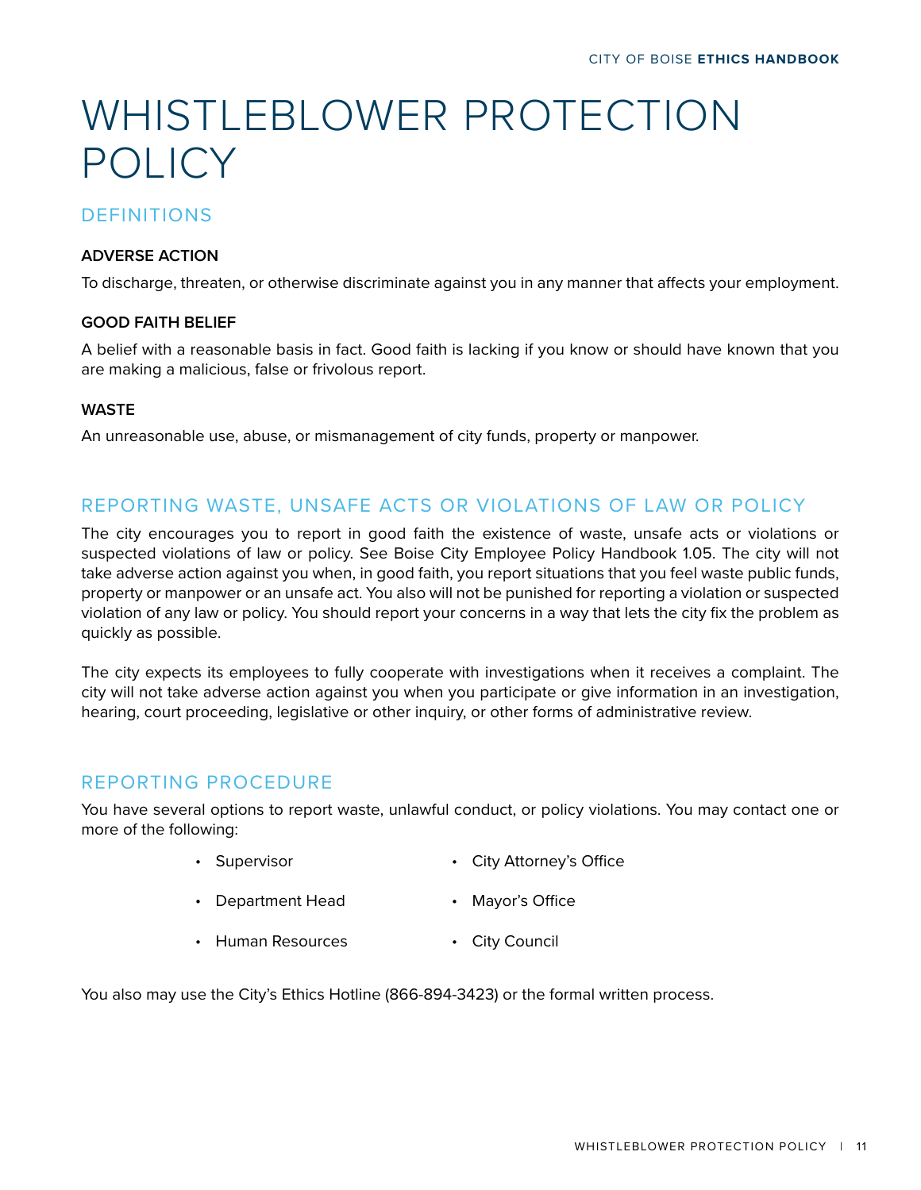# WHISTLEBLOWER PROTECTION POLICY

## DEFINITIONS

### ADVERSE ACTION

To discharge, threaten, or otherwise discriminate against you in any manner that affects your employment.

### GOOD FAITH BELIEF

A belief with a reasonable basis in fact. Good faith is lacking if you know or should have known that you are making a malicious, false or frivolous report.

### WASTE

An unreasonable use, abuse, or mismanagement of city funds, property or manpower.

## REPORTING WASTE, UNSAFE ACTS OR VIOLATIONS OF LAW OR POLICY

The city encourages you to report in good faith the existence of waste, unsafe acts or violations or suspected violations of law or policy. See Boise City Employee Policy Handbook 1.05. The city will not take adverse action against you when, in good faith, you report situations that you feel waste public funds, property or manpower or an unsafe act. You also will not be punished for reporting a violation or suspected violation of any law or policy. You should report your concerns in a way that lets the city fix the problem as quickly as possible.

The city expects its employees to fully cooperate with investigations when it receives a complaint. The city will not take adverse action against you when you participate or give information in an investigation, hearing, court proceeding, legislative or other inquiry, or other forms of administrative review.

## REPORTING PROCEDURE

You have several options to report waste, unlawful conduct, or policy violations. You may contact one or more of the following:

- Supervisor
- Department Head
- Human Resources
- City Attorney's Office
- Mayor's Office
- City Council

You also may use the City's Ethics Hotline (866-894-3423) or the formal written process.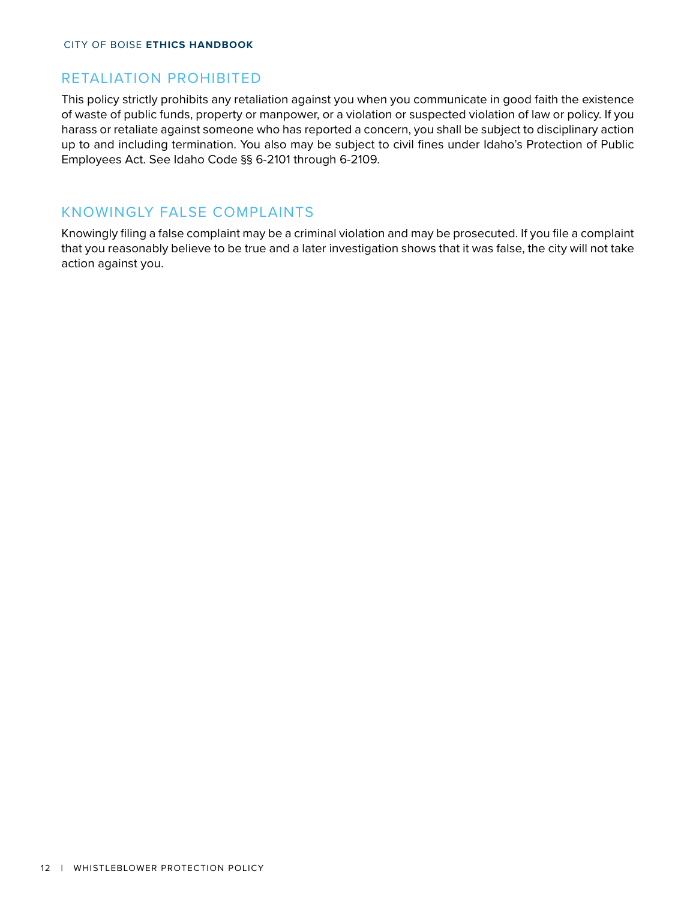## RETALIATION PROHIBITED

This policy strictly prohibits any retaliation against you when you communicate in good faith the existence of waste of public funds, property or manpower, or a violation or suspected violation of law or policy. If you harass or retaliate against someone who has reported a concern, you shall be subject to disciplinary action up to and including termination. You also may be subject to civil fines under Idaho's Protection of Public Employees Act. See Idaho Code §§ 6-2101 through 6-2109.

## KNOWINGLY FALSE COMPLAINTS

Knowingly filing a false complaint may be a criminal violation and may be prosecuted. If you file a complaint that you reasonably believe to be true and a later investigation shows that it was false, the city will not take action against you.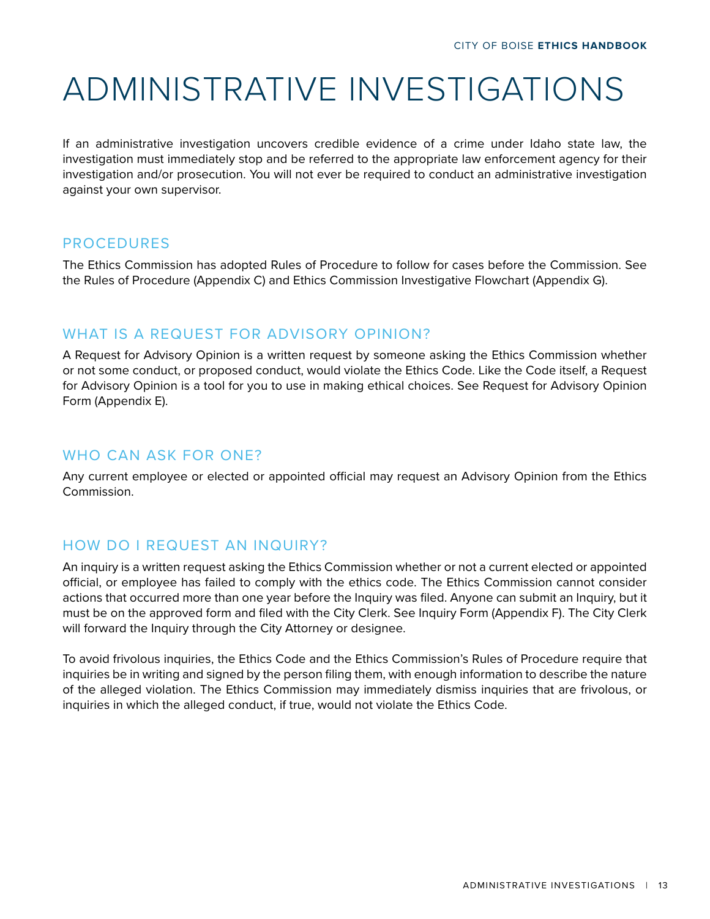# ADMINISTRATIVE INVESTIGATIONS

If an administrative investigation uncovers credible evidence of a crime under Idaho state law, the investigation must immediately stop and be referred to the appropriate law enforcement agency for their investigation and/or prosecution. You will not ever be required to conduct an administrative investigation against your own supervisor.

## PROCEDURES

The Ethics Commission has adopted Rules of Procedure to follow for cases before the Commission. See the Rules of Procedure (Appendix C) and Ethics Commission Investigative Flowchart (Appendix G).

## WHAT IS A REQUEST FOR ADVISORY OPINION?

A Request for Advisory Opinion is a written request by someone asking the Ethics Commission whether or not some conduct, or proposed conduct, would violate the Ethics Code. Like the Code itself, a Request for Advisory Opinion is a tool for you to use in making ethical choices. See Request for Advisory Opinion Form (Appendix E).

## WHO CAN ASK FOR ONE?

Any current employee or elected or appointed official may request an Advisory Opinion from the Ethics Commission.

## HOW DO I REQUEST AN INQUIRY?

An inquiry is a written request asking the Ethics Commission whether or not a current elected or appointed official, or employee has failed to comply with the ethics code. The Ethics Commission cannot consider actions that occurred more than one year before the Inquiry was filed. Anyone can submit an Inquiry, but it must be on the approved form and filed with the City Clerk. See Inquiry Form (Appendix F). The City Clerk will forward the Inquiry through the City Attorney or designee.

To avoid frivolous inquiries, the Ethics Code and the Ethics Commission's Rules of Procedure require that inquiries be in writing and signed by the person filing them, with enough information to describe the nature of the alleged violation. The Ethics Commission may immediately dismiss inquiries that are frivolous, or inquiries in which the alleged conduct, if true, would not violate the Ethics Code.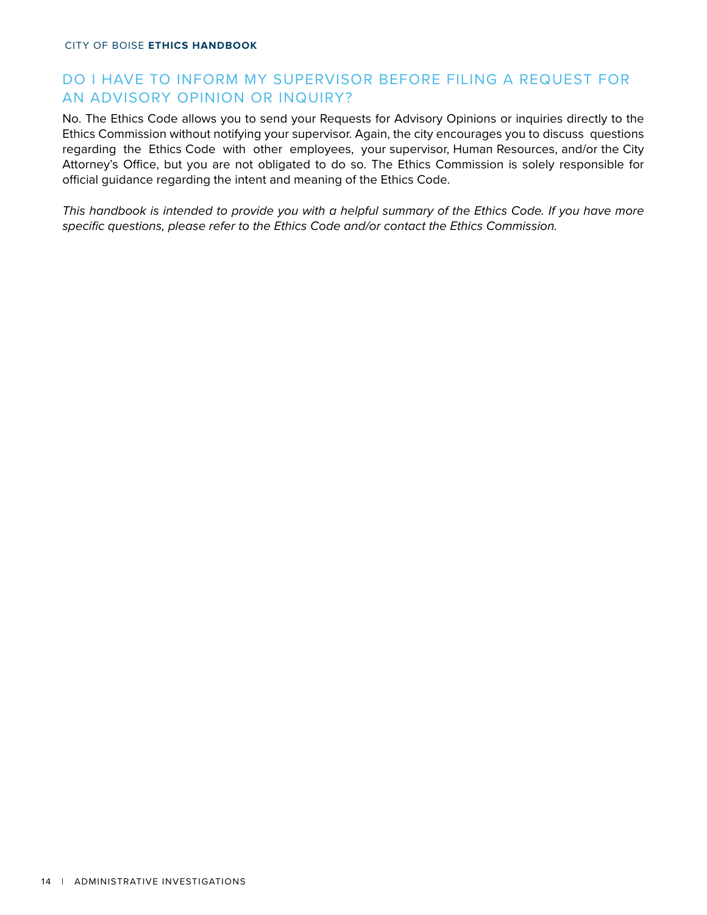## DO I HAVE TO INFORM MY SUPERVISOR BEFORE FILING A REQUEST FOR AN ADVISORY OPINION OR INQUIRY?

No. The Ethics Code allows you to send your Requests for Advisory Opinions or inquiries directly to the Ethics Commission without notifying your supervisor. Again, the city encourages you to discuss questions regarding the Ethics Code with other employees, your supervisor, Human Resources, and/or the City Attorney's Office, but you are not obligated to do so. The Ethics Commission is solely responsible for official guidance regarding the intent and meaning of the Ethics Code.

*This handbook is intended to provide you with a helpful summary of the Ethics Code. If you have more specific questions, please refer to the Ethics Code and/or contact the Ethics Commission.*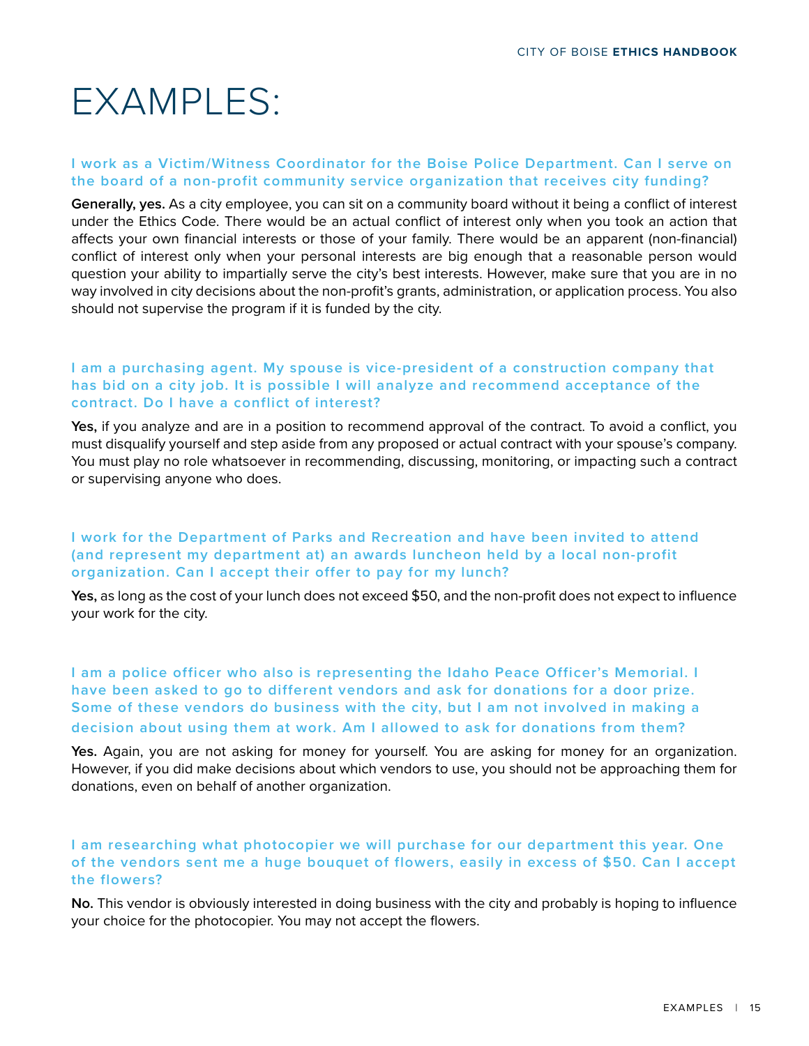# EXAMPLES:

### I work as a Victim/Witness Coordinator for the Boise Police Department. Can I serve on the board of a non-profit community service organization that receives city funding?

**Generally, yes.** As a city employee, you can sit on a community board without it being a conflict of interest under the Ethics Code. There would be an actual conflict of interest only when you took an action that affects your own financial interests or those of your family. There would be an apparent (non-financial) conflict of interest only when your personal interests are big enough that a reasonable person would question your ability to impartially serve the city's best interests. However, make sure that you are in no way involved in city decisions about the non-profit's grants, administration, or application process. You also should not supervise the program if it is funded by the city.

### I am a purchasing agent. My spouse is vice-president of a construction company that has bid on a city job. It is possible I will analyze and recommend acceptance of the contract. Do I have a conflict of interest?

**Yes,** if you analyze and are in a position to recommend approval of the contract. To avoid a conflict, you must disqualify yourself and step aside from any proposed or actual contract with your spouse's company. You must play no role whatsoever in recommending, discussing, monitoring, or impacting such a contract or supervising anyone who does.

### I work for the Department of Parks and Recreation and have been invited to attend (and represent my department at) an awards luncheon held by a local non-profit organization. Can I accept their offer to pay for my lunch?

**Yes,** as long as the cost of your lunch does not exceed $50, and the non-profit does not expect to influence your work for the city.

### I am a police officer who also is representing the Idaho Peace Officer's Memorial. I have been asked to go to different vendors and ask for donations for a door prize. Some of these vendors do business with the city, but I am not involved in making a decision about using them at work. Am I allowed to ask for donations from them?

**Yes.** Again, you are not asking for money for yourself. You are asking for money for an organization. However, if you did make decisions about which vendors to use, you should not be approaching them for donations, even on behalf of another organization.

### I am researching what photocopier we will purchase for our department this year. One of the vendors sent me a huge bouquet of flowers, easily in excess of $50. Can I accept the flowers?

**No.** This vendor is obviously interested in doing business with the city and probably is hoping to influence your choice for the photocopier. You may not accept the flowers.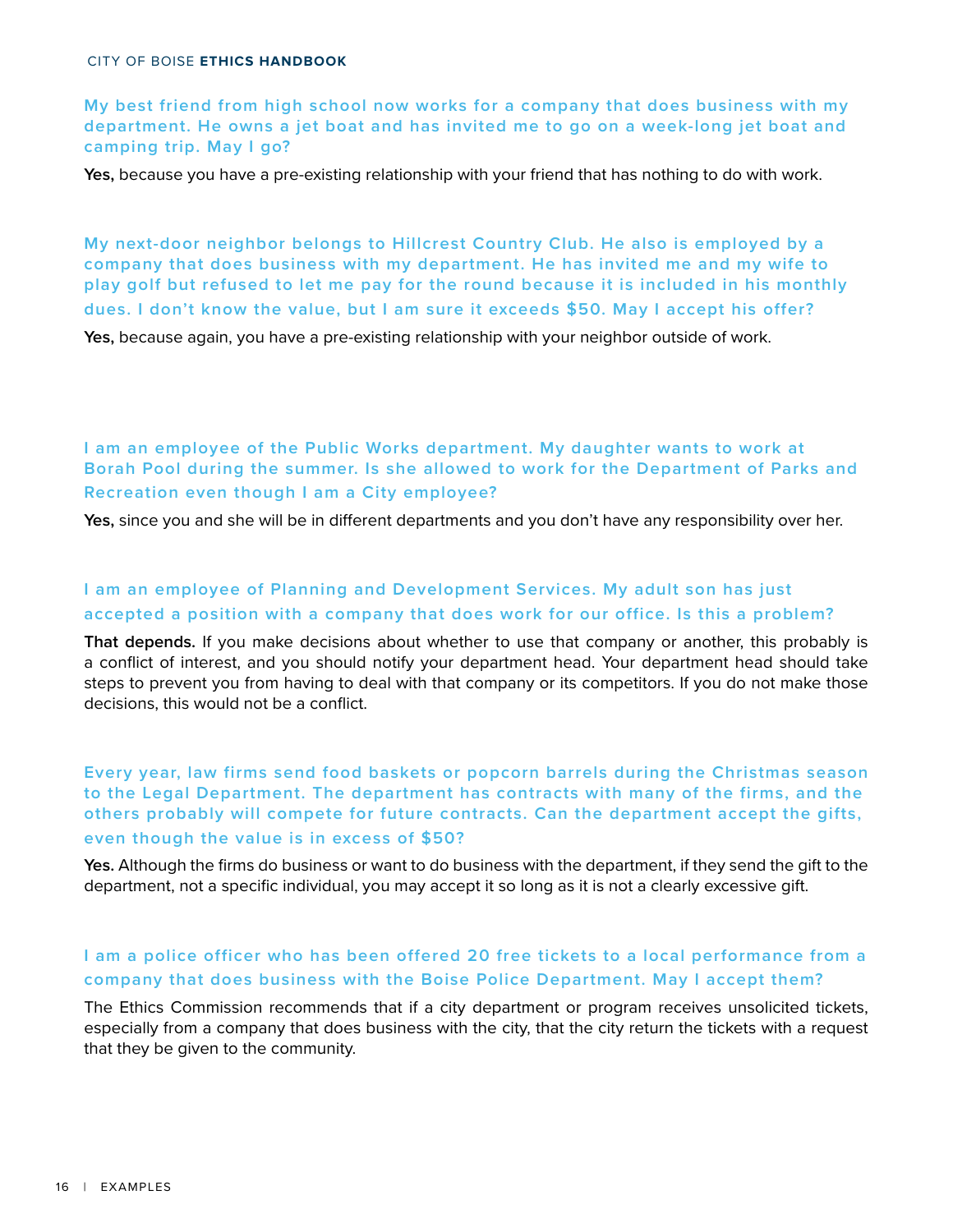### My best friend from high school now works for a company that does business with my department. He owns a jet boat and has invited me to go on a week-long jet boat and camping trip. May I go?

**Yes,** because you have a pre-existing relationship with your friend that has nothing to do with work.

### My next-door neighbor belongs to Hillcrest Country Club. He also is employed by a company that does business with my department. He has invited me and my wife to play golf but refused to let me pay for the round because it is included in his monthly dues. I don't know the value, but I am sure it exceeds $50. May I accept his offer?

**Yes,** because again, you have a pre-existing relationship with your neighbor outside of work.

### I am an employee of the Public Works department. My daughter wants to work at Borah Pool during the summer. Is she allowed to work for the Department of Parks and Recreation even though I am a City employee?

**Yes,** since you and she will be in different departments and you don't have any responsibility over her.

### I am an employee of Planning and Development Services. My adult son has just accepted a position with a company that does work for our office. Is this a problem?

**That depends.** If you make decisions about whether to use that company or another, this probably is a conflict of interest, and you should notify your department head. Your department head should take steps to prevent you from having to deal with that company or its competitors. If you do not make those decisions, this would not be a conflict.

### Every year, law firms send food baskets or popcorn barrels during the Christmas season to the Legal Department. The department has contracts with many of the firms, and the others probably will compete for future contracts. Can the department accept the gifts, even though the value is in excess of $50?

**Yes.** Although the firms do business or want to do business with the department, if they send the gift to the department, not a specific individual, you may accept it so long as it is not a clearly excessive gift.

### I am a police officer who has been offered 20 free tickets to a local performance from a company that does business with the Boise Police Department. May I accept them?

The Ethics Commission recommends that if a city department or program receives unsolicited tickets, especially from a company that does business with the city, that the city return the tickets with a request that they be given to the community.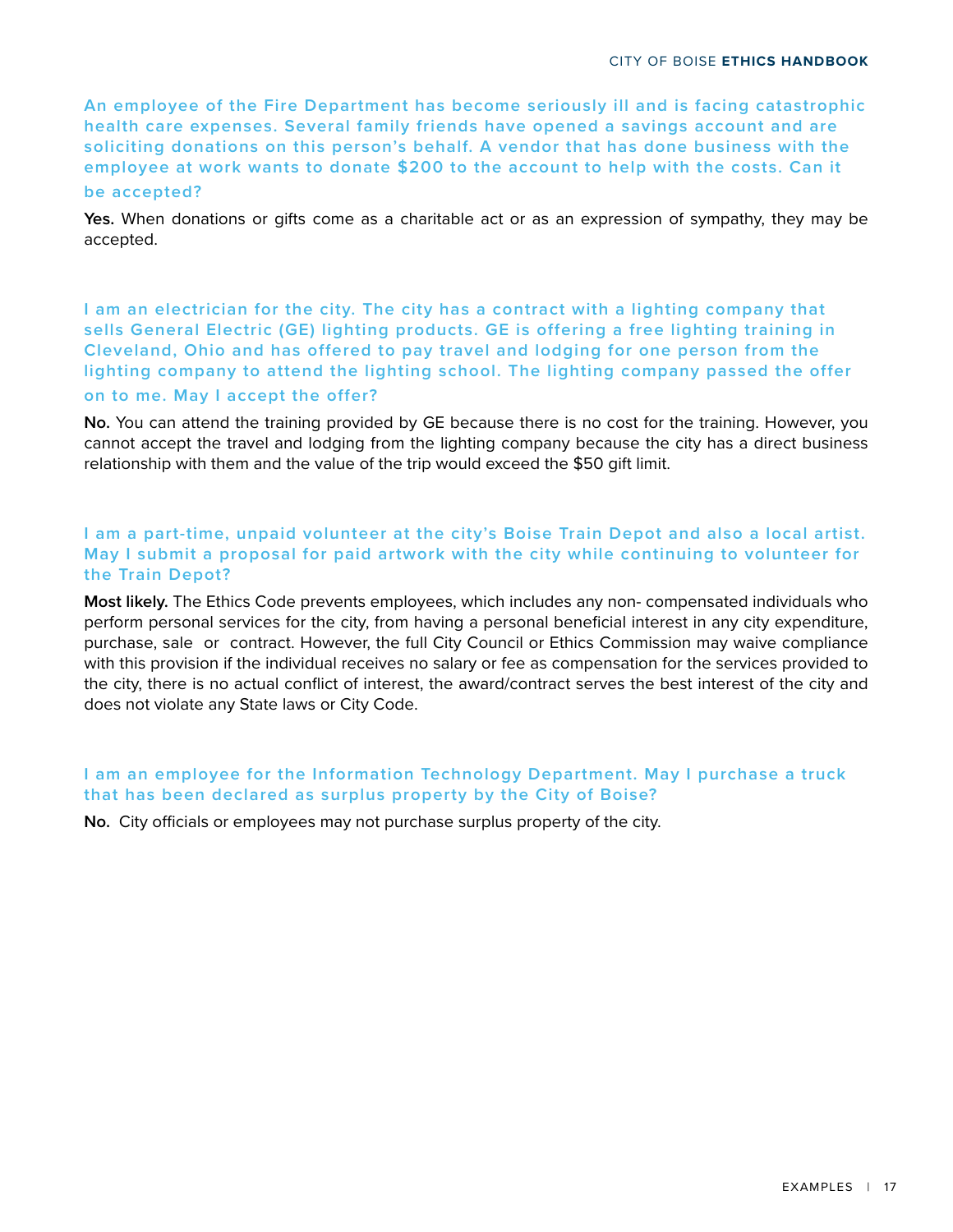### An employee of the Fire Department has become seriously ill and is facing catastrophic health care expenses. Several family friends have opened a savings account and are soliciting donations on this person's behalf. A vendor that has done business with the employee at work wants to donate $200 to the account to help with the costs. Can it be accepted?

**Yes.** When donations or gifts come as a charitable act or as an expression of sympathy, they may be accepted.

### I am an electrician for the city. The city has a contract with a lighting company that sells General Electric (GE) lighting products. GE is offering a free lighting training in Cleveland, Ohio and has offered to pay travel and lodging for one person from the lighting company to attend the lighting school. The lighting company passed the offer on to me. May I accept the offer?

**No.** You can attend the training provided by GE because there is no cost for the training. However, you cannot accept the travel and lodging from the lighting company because the city has a direct business relationship with them and the value of the trip would exceed the $50 gift limit.

### I am a part-time, unpaid volunteer at the city's Boise Train Depot and also a local artist. May I submit a proposal for paid artwork with the city while continuing to volunteer for the Train Depot?

**Most likely.** The Ethics Code prevents employees, which includes any non- compensated individuals who perform personal services for the city, from having a personal beneficial interest in any city expenditure, purchase, sale or contract. However, the full City Council or Ethics Commission may waive compliance with this provision if the individual receives no salary or fee as compensation for the services provided to the city, there is no actual conflict of interest, the award/contract serves the best interest of the city and does not violate any State laws or City Code.

### I am an employee for the Information Technology Department. May I purchase a truck that has been declared as surplus property by the City of Boise?

**No.** City officials or employees may not purchase surplus property of the city.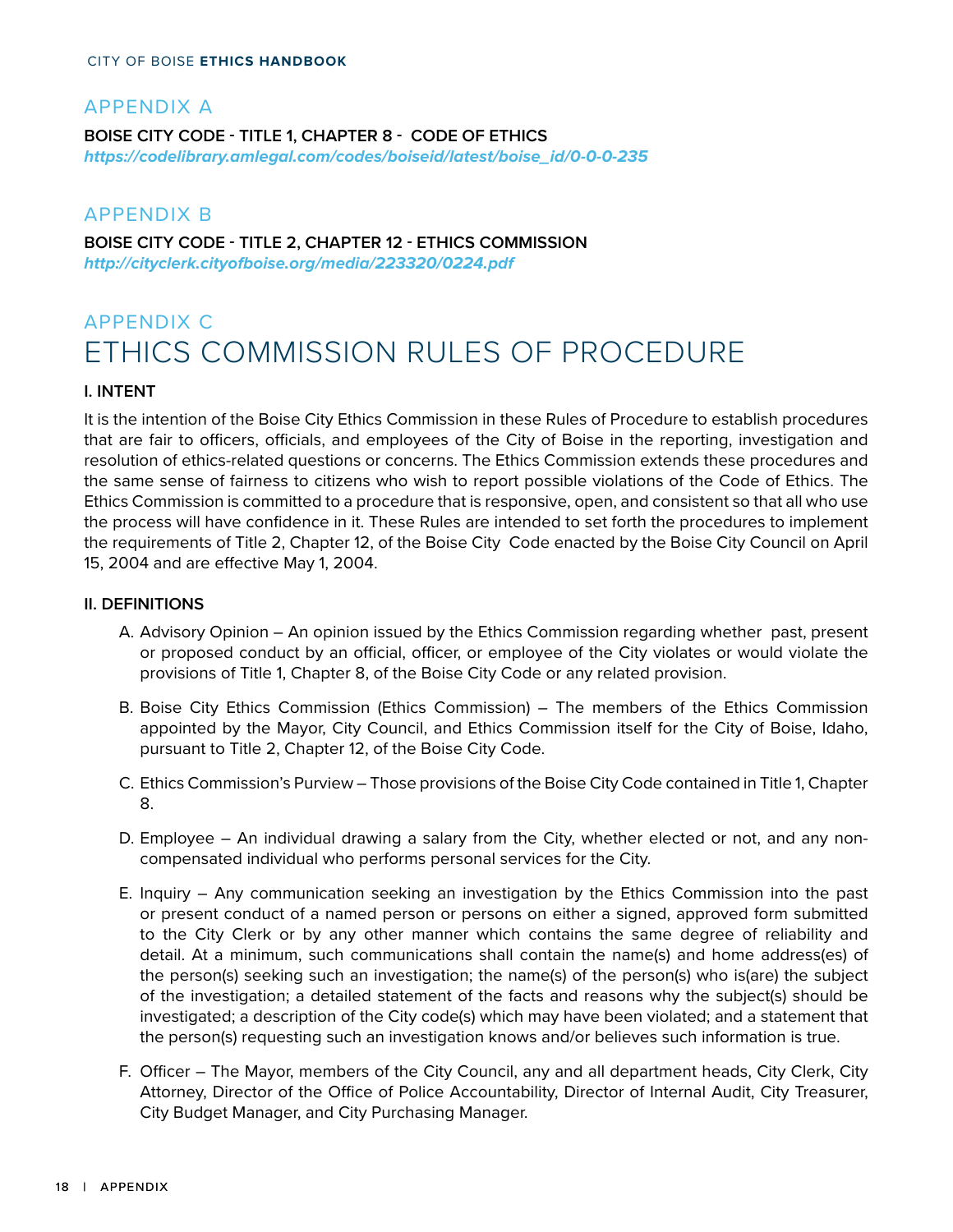## APPENDIX A

**BOISE CITY CODE - TITLE 1, CHAPTER 8 - CODE OF ETHICS**
***https://codelibrary.amlegal.com/codes/boiseid/latest/boise_id/0-0-0-235***

## APPENDIX B

**BOISE CITY CODE - TITLE 2, CHAPTER 12 - ETHICS COMMISSION**
***http://cityclerk.cityofboise.org/media/223320/0224.pdf***

## APPENDIX C

# ETHICS COMMISSION RULES OF PROCEDURE

**I. INTENT**

It is the intention of the Boise City Ethics Commission in these Rules of Procedure to establish procedures that are fair to officers, officials, and employees of the City of Boise in the reporting, investigation and resolution of ethics-related questions or concerns. The Ethics Commission extends these procedures and the same sense of fairness to citizens who wish to report possible violations of the Code of Ethics. The Ethics Commission is committed to a procedure that is responsive, open, and consistent so that all who use the process will have confidence in it. These Rules are intended to set forth the procedures to implement the requirements of Title 2, Chapter 12, of the Boise City Code enacted by the Boise City Council on April 15, 2004 and are effective May 1, 2004.

**II. DEFINITIONS**

A. Advisory Opinion – An opinion issued by the Ethics Commission regarding whether past, present or proposed conduct by an official, officer, or employee of the City violates or would violate the provisions of Title 1, Chapter 8, of the Boise City Code or any related provision.

B. Boise City Ethics Commission (Ethics Commission) – The members of the Ethics Commission appointed by the Mayor, City Council, and Ethics Commission itself for the City of Boise, Idaho, pursuant to Title 2, Chapter 12, of the Boise City Code.

C. Ethics Commission's Purview – Those provisions of the Boise City Code contained in Title 1, Chapter 8.

D. Employee – An individual drawing a salary from the City, whether elected or not, and any non-compensated individual who performs personal services for the City.

E. Inquiry – Any communication seeking an investigation by the Ethics Commission into the past or present conduct of a named person or persons on either a signed, approved form submitted to the City Clerk or by any other manner which contains the same degree of reliability and detail. At a minimum, such communications shall contain the name(s) and home address(es) of the person(s) seeking such an investigation; the name(s) of the person(s) who is(are) the subject of the investigation; a detailed statement of the facts and reasons why the subject(s) should be investigated; a description of the City code(s) which may have been violated; and a statement that the person(s) requesting such an investigation knows and/or believes such information is true.

F. Officer – The Mayor, members of the City Council, any and all department heads, City Clerk, City Attorney, Director of the Office of Police Accountability, Director of Internal Audit, City Treasurer, City Budget Manager, and City Purchasing Manager.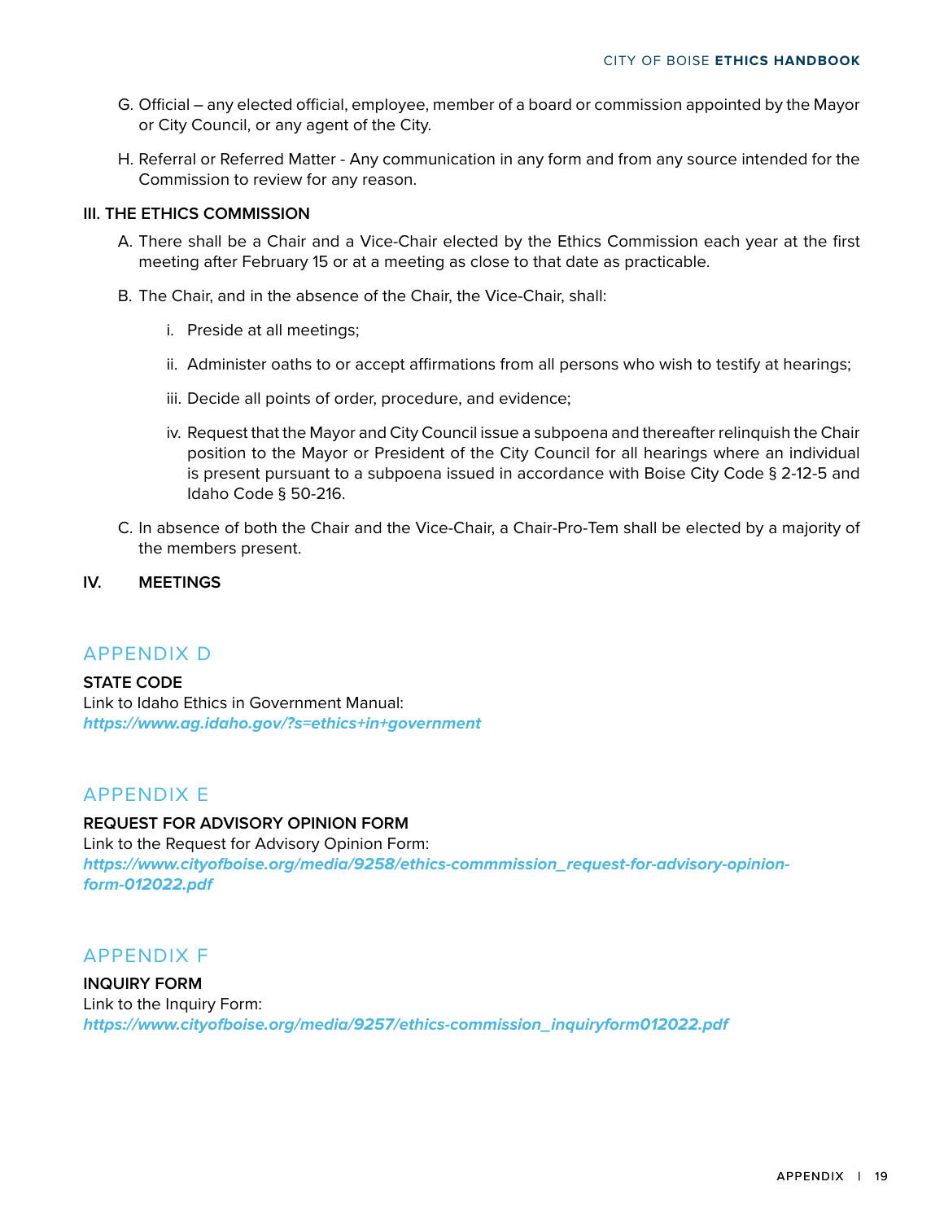G. Official – any elected official, employee, member of a board or commission appointed by the Mayor or City Council, or any agent of the City.

H. Referral or Referred Matter - Any communication in any form and from any source intended for the Commission to review for any reason.

**III. THE ETHICS COMMISSION**

A. There shall be a Chair and a Vice-Chair elected by the Ethics Commission each year at the first meeting after February 15 or at a meeting as close to that date as practicable.

B. The Chair, and in the absence of the Chair, the Vice-Chair, shall:

i. Preside at all meetings;

ii. Administer oaths to or accept affirmations from all persons who wish to testify at hearings;

iii. Decide all points of order, procedure, and evidence;

iv. Request that the Mayor and City Council issue a subpoena and thereafter relinquish the Chair position to the Mayor or President of the City Council for all hearings where an individual is present pursuant to a subpoena issued in accordance with Boise City Code § 2-12-5 and Idaho Code § 50-216.

C. In absence of both the Chair and the Vice-Chair, a Chair-Pro-Tem shall be elected by a majority of the members present.

**IV. MEETINGS**

## APPENDIX D

**STATE CODE**
Link to Idaho Ethics in Government Manual:
***https://www.ag.idaho.gov/?s=ethics+in+government***

## APPENDIX E

**REQUEST FOR ADVISORY OPINION FORM**
Link to the Request for Advisory Opinion Form:
***https://www.cityofboise.org/media/9258/ethics-commmission_request-for-advisory-opinion-form-012022.pdf***

## APPENDIX F

**INQUIRY FORM**
Link to the Inquiry Form:
***https://www.cityofboise.org/media/9257/ethics-commission_inquiryform012022.pdf***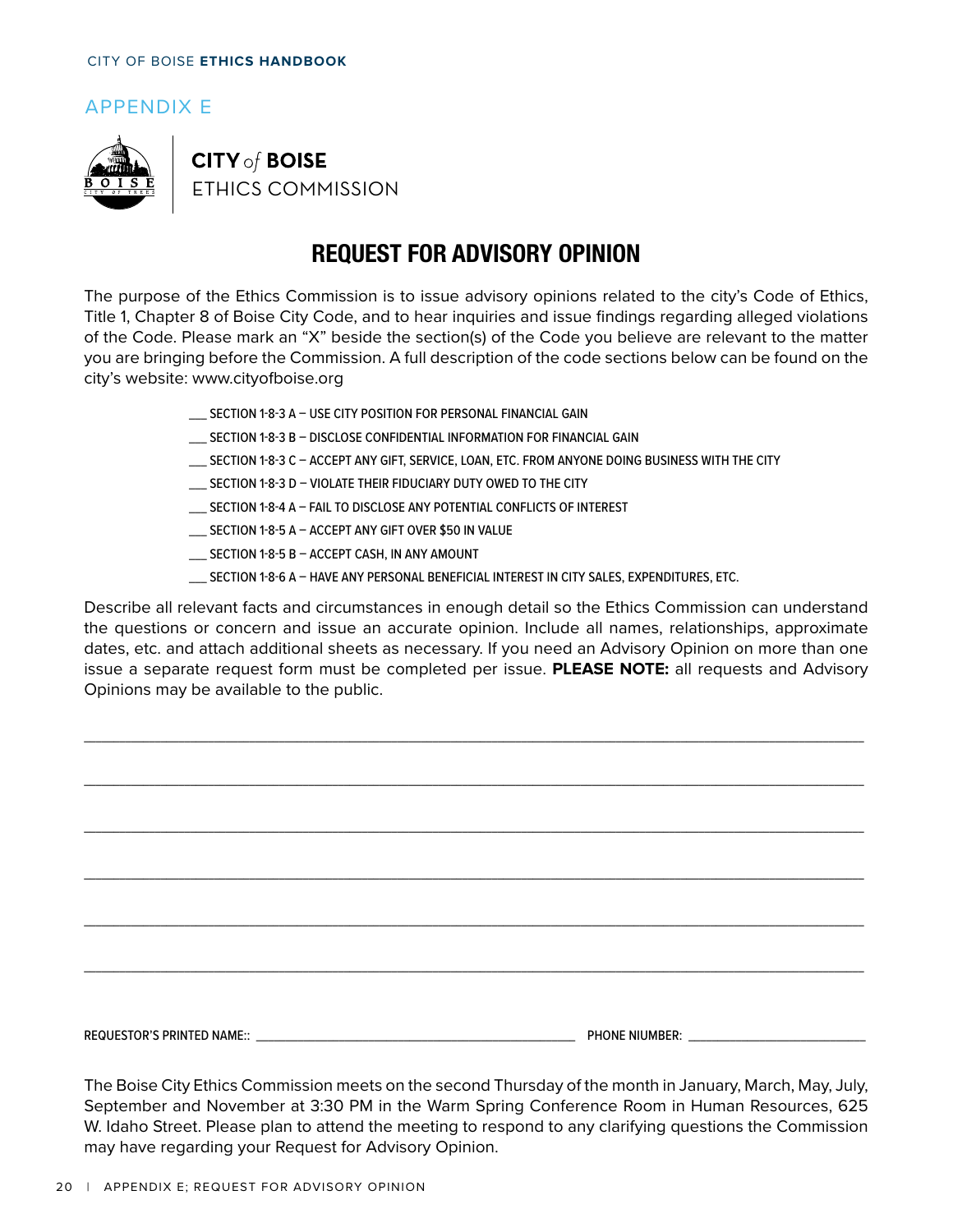## APPENDIX E

**CITY *of* BOISE**
ETHICS COMMISSION

# REQUEST FOR ADVISORY OPINION

The purpose of the Ethics Commission is to issue advisory opinions related to the city's Code of Ethics, Title 1, Chapter 8 of Boise City Code, and to hear inquiries and issue findings regarding alleged violations of the Code. Please mark an "X" beside the section(s) of the Code you believe are relevant to the matter you are bringing before the Commission. A full description of the code sections below can be found on the city's website: www.cityofboise.org

___ SECTION 1-8-3 A – USE CITY POSITION FOR PERSONAL FINANCIAL GAIN

___ SECTION 1-8-3 B – DISCLOSE CONFIDENTIAL INFORMATION FOR FINANCIAL GAIN

___ SECTION 1-8-3 C – ACCEPT ANY GIFT, SERVICE, LOAN, ETC. FROM ANYONE DOING BUSINESS WITH THE CITY

___ SECTION 1-8-3 D – VIOLATE THEIR FIDUCIARY DUTY OWED TO THE CITY

___ SECTION 1-8-4 A – FAIL TO DISCLOSE ANY POTENTIAL CONFLICTS OF INTEREST

___ SECTION 1-8-5 A – ACCEPT ANY GIFT OVER $50 IN VALUE

___ SECTION 1-8-5 B – ACCEPT CASH, IN ANY AMOUNT

___ SECTION 1-8-6 A – HAVE ANY PERSONAL BENEFICIAL INTEREST IN CITY SALES, EXPENDITURES, ETC.

Describe all relevant facts and circumstances in enough detail so the Ethics Commission can understand the questions or concern and issue an accurate opinion. Include all names, relationships, approximate dates, etc. and attach additional sheets as necessary. If you need an Advisory Opinion on more than one issue a separate request form must be completed per issue. **PLEASE NOTE:** all requests and Advisory Opinions may be available to the public.

______________________________________________________________________________

______________________________________________________________________________

______________________________________________________________________________

______________________________________________________________________________

______________________________________________________________________________

______________________________________________________________________________

REQUESTOR'S PRINTED NAME:: ______________________________ PHONE NIUMBER: ____________________

The Boise City Ethics Commission meets on the second Thursday of the month in January, March, May, July, September and November at 3:30 PM in the Warm Spring Conference Room in Human Resources, 625 W. Idaho Street. Please plan to attend the meeting to respond to any clarifying questions the Commission may have regarding your Request for Advisory Opinion.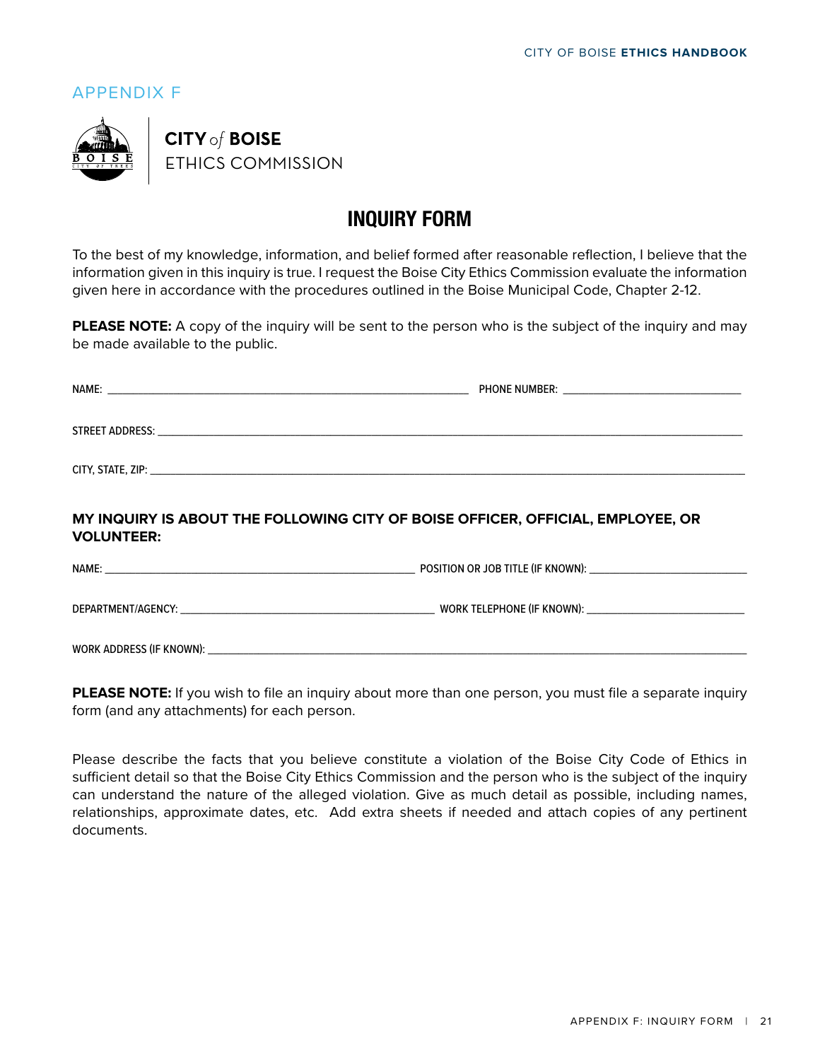APPENDIX F

**CITY** *of* **BOISE**
ETHICS COMMISSION

# INQUIRY FORM

To the best of my knowledge, information, and belief formed after reasonable reflection, I believe that the information given in this inquiry is true. I request the Boise City Ethics Commission evaluate the information given here in accordance with the procedures outlined in the Boise Municipal Code, Chapter 2-12.

**PLEASE NOTE:** A copy of the inquiry will be sent to the person who is the subject of the inquiry and may be made available to the public.

NAME: ______________________________ PHONE NUMBER: ______________________

STREET ADDRESS: ______________________________________________________

CITY, STATE, ZIP: ______________________________________________________

**MY INQUIRY IS ABOUT THE FOLLOWING CITY OF BOISE OFFICER, OFFICIAL, EMPLOYEE, OR VOLUNTEER:**

NAME: ______________________________ POSITION OR JOB TITLE (IF KNOWN): ______________________

DEPARTMENT/AGENCY: ______________________________ WORK TELEPHONE (IF KNOWN): ______________________

WORK ADDRESS (IF KNOWN): ______________________________________________________

**PLEASE NOTE:** If you wish to file an inquiry about more than one person, you must file a separate inquiry form (and any attachments) for each person.

Please describe the facts that you believe constitute a violation of the Boise City Code of Ethics in sufficient detail so that the Boise City Ethics Commission and the person who is the subject of the inquiry can understand the nature of the alleged violation. Give as much detail as possible, including names, relationships, approximate dates, etc. Add extra sheets if needed and attach copies of any pertinent documents.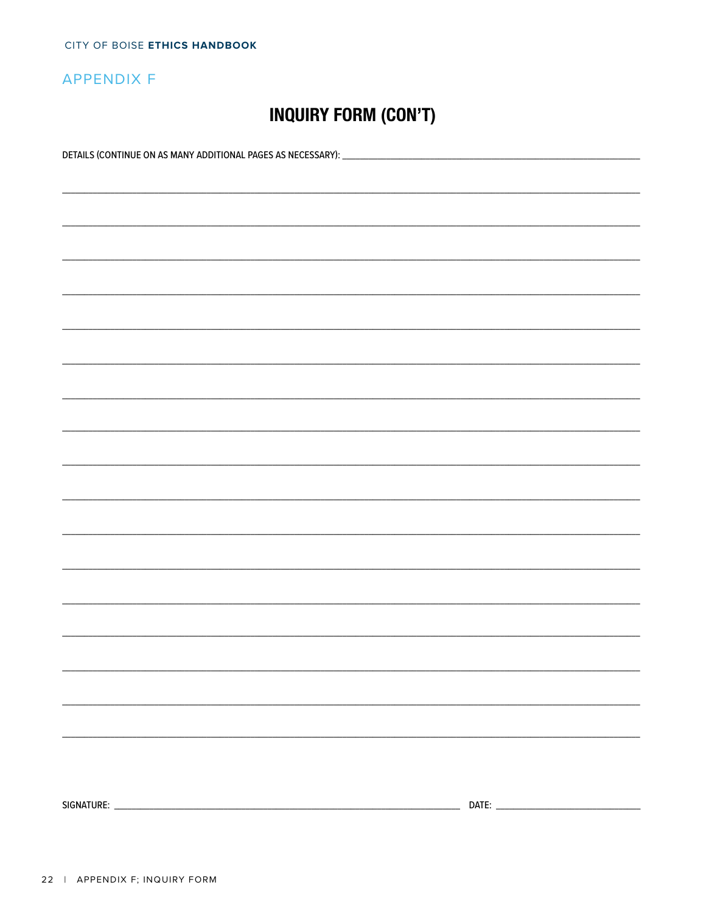## APPENDIX F

# INQUIRY FORM (CON'T)

DETAILS (CONTINUE ON AS MANY ADDITIONAL PAGES AS NECESSARY): ____________________________________________

_________________________________________________________________________________________________

_________________________________________________________________________________________________

_________________________________________________________________________________________________

_________________________________________________________________________________________________

_________________________________________________________________________________________________

_________________________________________________________________________________________________

_________________________________________________________________________________________________

_________________________________________________________________________________________________

_________________________________________________________________________________________________

_________________________________________________________________________________________________

_________________________________________________________________________________________________

_________________________________________________________________________________________________

_________________________________________________________________________________________________

_________________________________________________________________________________________________

_________________________________________________________________________________________________

_________________________________________________________________________________________________

_________________________________________________________________________________________________

SIGNATURE: ________________________________________________ DATE: ______________________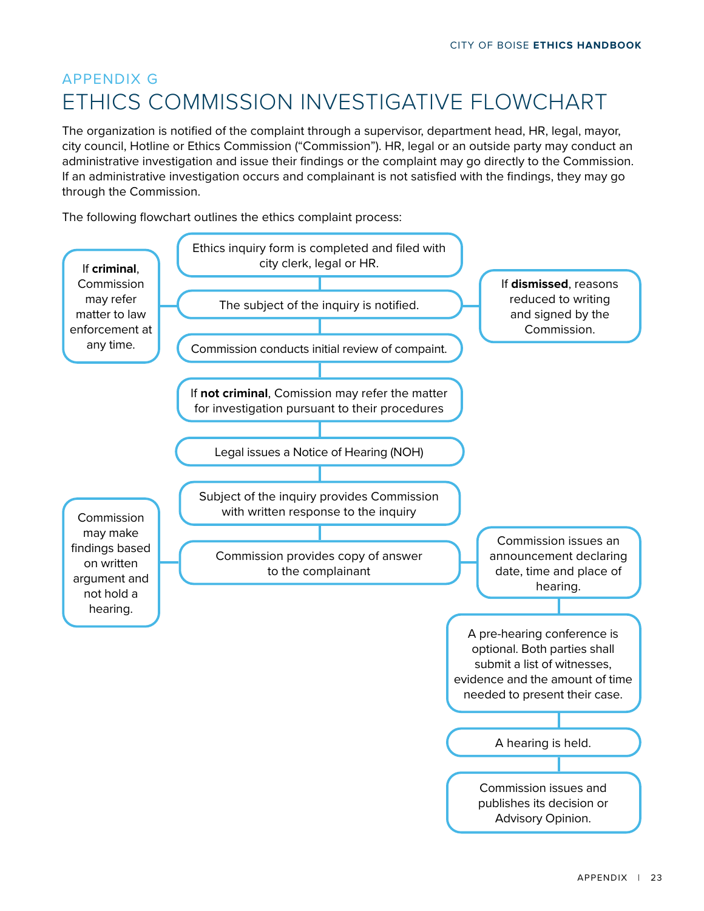## APPENDIX G

# ETHICS COMMISSION INVESTIGATIVE FLOWCHART

The organization is notified of the complaint through a supervisor, department head, HR, legal, mayor, city council, Hotline or Ethics Commission ("Commission"). HR, legal or an outside party may conduct an administrative investigation and issue their findings or the complaint may go directly to the Commission. If an administrative investigation occurs and complainant is not satisfied with the findings, they may go through the Commission.

The following flowchart outlines the ethics complaint process:

- Ethics inquiry form is completed and filed with city clerk, legal or HR.
- The subject of the inquiry is notified.
  - If **criminal**, Commission may refer matter to law enforcement at any time.
  - If **dismissed**, reasons reduced to writing and signed by the Commission.
- Commission conducts initial review of compaint.
- If **not criminal**, Comission may refer the matter for investigation pursuant to their procedures
- Legal issues a Notice of Hearing (NOH)
- Subject of the inquiry provides Commission with written response to the inquiry
- Commission provides copy of answer to the complainant
  - Commission may make findings based on written argument and not hold a hearing.
  - Commission issues an announcement declaring date, time and place of hearing.
    - A pre-hearing conference is optional. Both parties shall submit a list of witnesses, evidence and the amount of time needed to present their case.
    - A hearing is held.
    - Commission issues and publishes its decision or Advisory Opinion.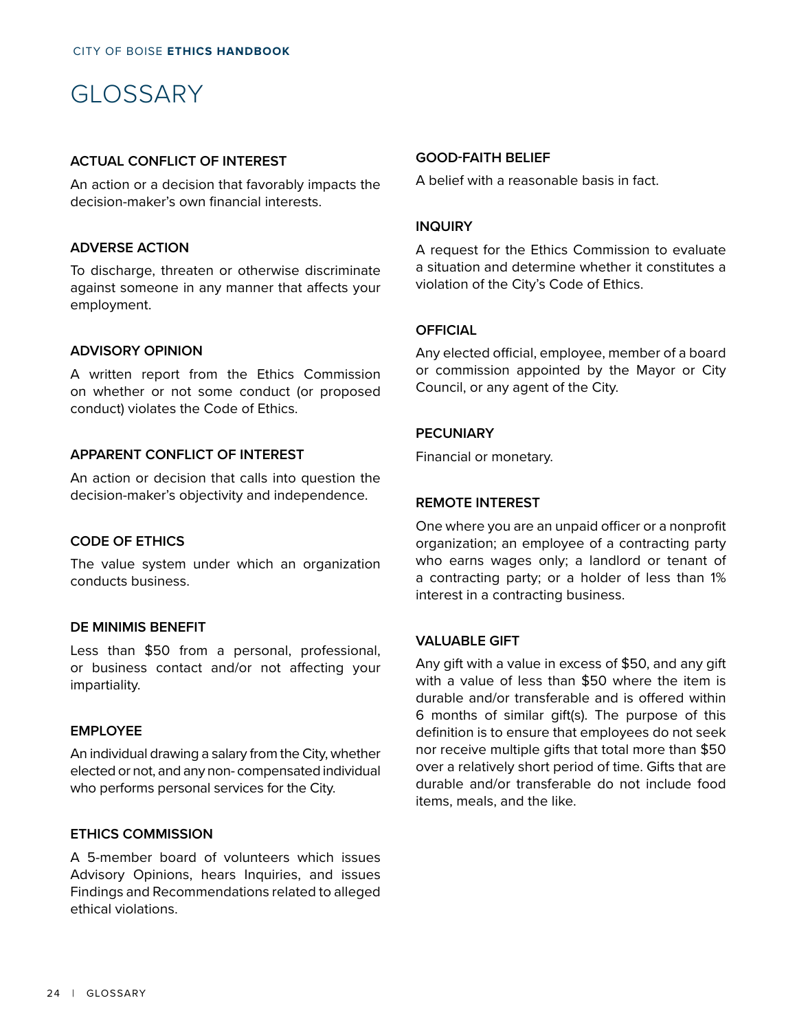# GLOSSARY

### ACTUAL CONFLICT OF INTEREST

An action or a decision that favorably impacts the decision-maker's own financial interests.

### ADVERSE ACTION

To discharge, threaten or otherwise discriminate against someone in any manner that affects your employment.

### ADVISORY OPINION

A written report from the Ethics Commission on whether or not some conduct (or proposed conduct) violates the Code of Ethics.

### APPARENT CONFLICT OF INTEREST

An action or decision that calls into question the decision-maker's objectivity and independence.

### CODE OF ETHICS

The value system under which an organization conducts business.

### DE MINIMIS BENEFIT

Less than $50 from a personal, professional, or business contact and/or not affecting your impartiality.

### EMPLOYEE

An individual drawing a salary from the City, whether elected or not, and any non- compensated individual who performs personal services for the City.

### ETHICS COMMISSION

A 5-member board of volunteers which issues Advisory Opinions, hears Inquiries, and issues Findings and Recommendations related to alleged ethical violations.

### GOOD-FAITH BELIEF

A belief with a reasonable basis in fact.

### INQUIRY

A request for the Ethics Commission to evaluate a situation and determine whether it constitutes a violation of the City's Code of Ethics.

### OFFICIAL

Any elected official, employee, member of a board or commission appointed by the Mayor or City Council, or any agent of the City.

### PECUNIARY

Financial or monetary.

### REMOTE INTEREST

One where you are an unpaid officer or a nonprofit organization; an employee of a contracting party who earns wages only; a landlord or tenant of a contracting party; or a holder of less than 1% interest in a contracting business.

### VALUABLE GIFT

Any gift with a value in excess of $50, and any gift with a value of less than $50 where the item is durable and/or transferable and is offered within 6 months of similar gift(s). The purpose of this definition is to ensure that employees do not seek nor receive multiple gifts that total more than $50 over a relatively short period of time. Gifts that are durable and/or transferable do not include food items, meals, and the like.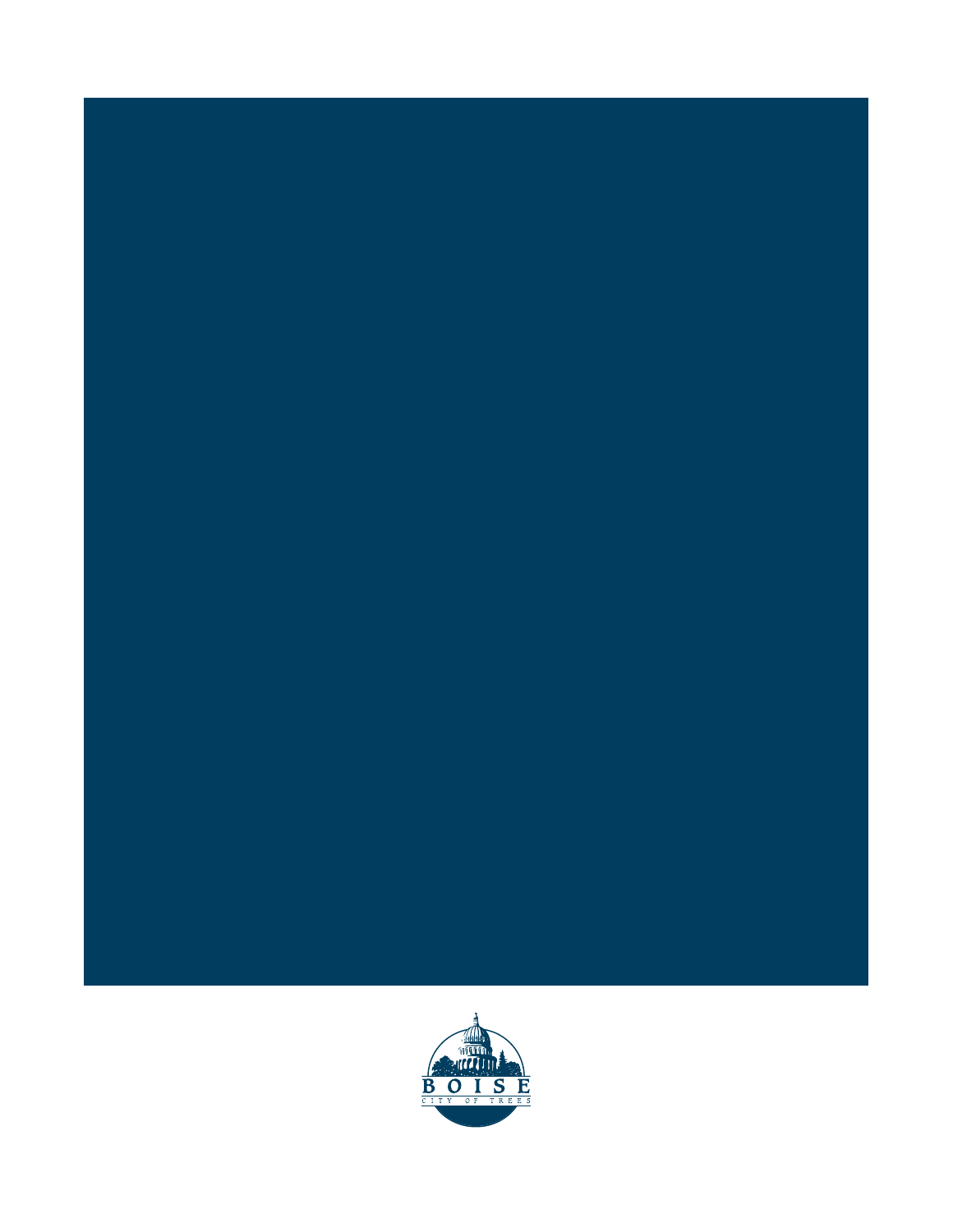BOISE

CITY OF TREES